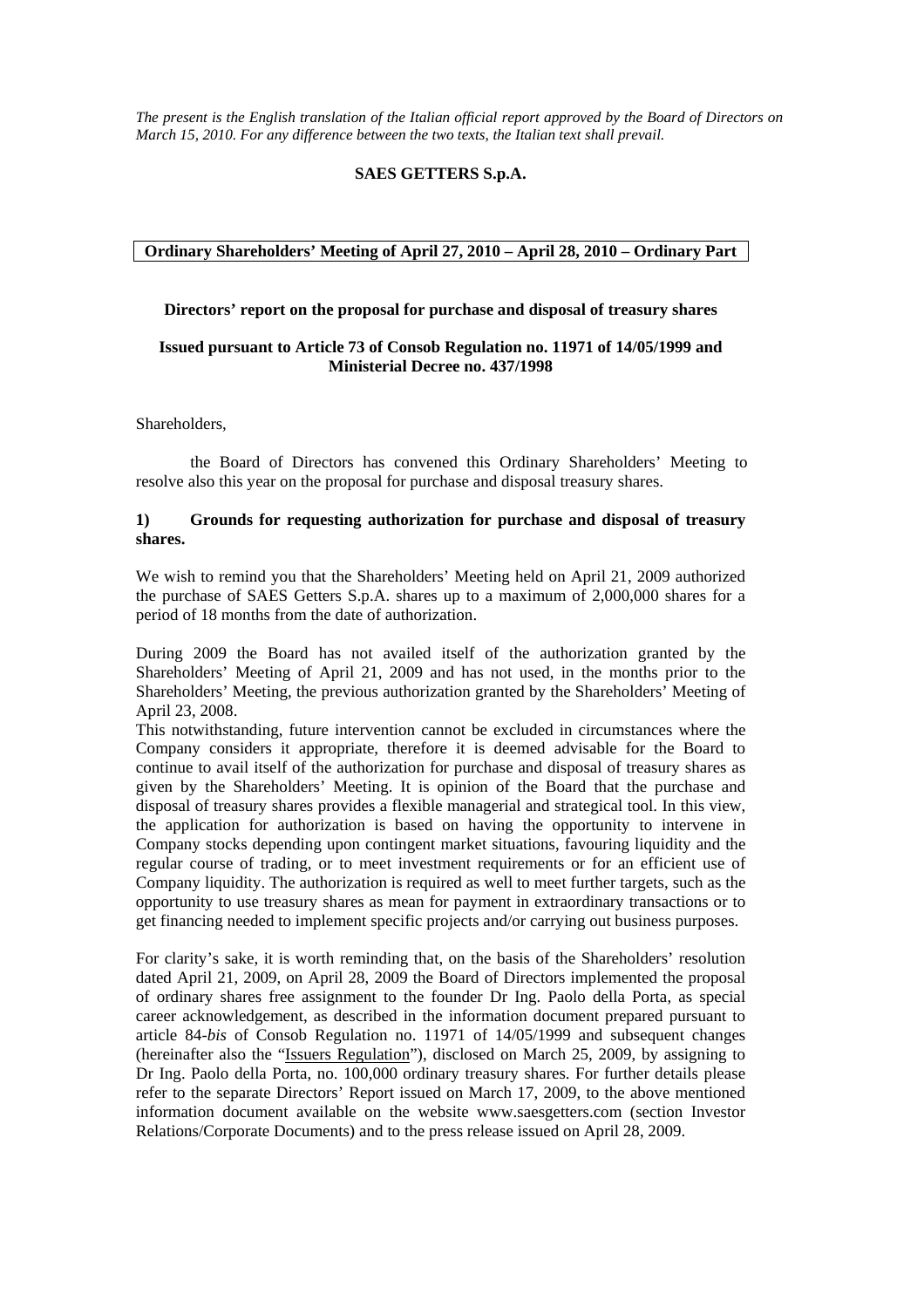*The present is the English translation of the Italian official report approved by the Board of Directors on March 15, 2010. For any difference between the two texts, the Italian text shall prevail.*

**SAES GETTERS S.p.A.**

**Ordinary Shareholders' Meeting of April 27, 2010 – April 28, 2010 – Ordinary Part**

**Directors' report on the proposal for purchase and disposal of treasury shares**

**Issued pursuant to Article 73 of Consob Regulation no. 11971 of 14/05/1999 and Ministerial Decree no. 437/1998**

Shareholders,

the Board of Directors has convened this Ordinary Shareholders' Meeting to resolve also this year on the proposal for purchase and disposal treasury shares.

## 1) Grounds for requesting authorization for purchase and disposal of treasury shares.

We wish to remind you that the Shareholders' Meeting held on April 21, 2009 authorized the purchase of SAES Getters S.p.A. shares up to a maximum of 2,000,000 shares for a period of 18 months from the date of authorization.

During 2009 the Board has not availed itself of the authorization granted by the Shareholders' Meeting of April 21, 2009 and has not used, in the months prior to the Shareholders' Meeting, the previous authorization granted by the Shareholders' Meeting of April 23, 2008.

This notwithstanding, future intervention cannot be excluded in circumstances where the Company considers it appropriate, therefore it is deemed advisable for the Board to continue to avail itself of the authorization for purchase and disposal of treasury shares as given by the Shareholders' Meeting. It is opinion of the Board that the purchase and disposal of treasury shares provides a flexible managerial and strategical tool. In this view, the application for authorization is based on having the opportunity to intervene in Company stocks depending upon contingent market situations, favouring liquidity and the regular course of trading, or to meet investment requirements or for an efficient use of Company liquidity. The authorization is required as well to meet further targets, such as the opportunity to use treasury shares as mean for payment in extraordinary transactions or to get financing needed to implement specific projects and/or carrying out business purposes.

For clarity's sake, it is worth reminding that, on the basis of the Shareholders' resolution dated April 21, 2009, on April 28, 2009 the Board of Directors implemented the proposal of ordinary shares free assignment to the founder Dr Ing. Paolo della Porta, as special career acknowledgement, as described in the information document prepared pursuant to article 84-*bis* of Consob Regulation no. 11971 of 14/05/1999 and subsequent changes (hereinafter also the "Issuers Regulation"), disclosed on March 25, 2009, by assigning to Dr Ing. Paolo della Porta, no. 100,000 ordinary treasury shares. For further details please refer to the separate Directors' Report issued on March 17, 2009, to the above mentioned information document available on the website www.saesgetters.com (section Investor Relations/Corporate Documents) and to the press release issued on April 28, 2009.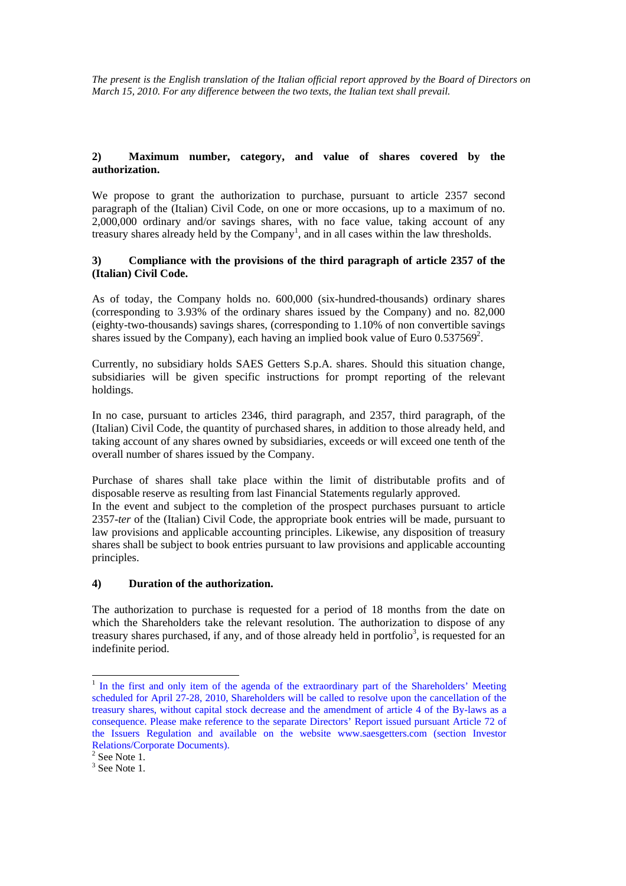*The present is the English translation of the Italian official report approved by the Board of Directors on March 15, 2010. For any difference between the two texts, the Italian text shall prevail.*

**2) Maximum number, category, and value of shares covered by the authorization.**

We propose to grant the authorization to purchase, pursuant to article 2357 second paragraph of the (Italian) Civil Code, on one or more occasions, up to a maximum of no. 2,000,000 ordinary and/or savings shares, with no face value, taking account of any treasury shares already held by the Company[1], and in all cases within the law thresholds.

**3) Compliance with the provisions of the third paragraph of article 2357 of the (Italian) Civil Code.**

As of today, the Company holds no. 600,000 (six-hundred-thousands) ordinary shares (corresponding to 3.93% of the ordinary shares issued by the Company) and no. 82,000 (eighty-two-thousands) savings shares, (corresponding to 1.10% of non convertible savings shares issued by the Company), each having an implied book value of Euro 0.537569[2].

Currently, no subsidiary holds SAES Getters S.p.A. shares. Should this situation change, subsidiaries will be given specific instructions for prompt reporting of the relevant holdings.

In no case, pursuant to articles 2346, third paragraph, and 2357, third paragraph, of the (Italian) Civil Code, the quantity of purchased shares, in addition to those already held, and taking account of any shares owned by subsidiaries, exceeds or will exceed one tenth of the overall number of shares issued by the Company.

Purchase of shares shall take place within the limit of distributable profits and of disposable reserve as resulting from last Financial Statements regularly approved.
In the event and subject to the completion of the prospect purchases pursuant to article 2357-*ter* of the (Italian) Civil Code, the appropriate book entries will be made, pursuant to law provisions and applicable accounting principles. Likewise, any disposition of treasury shares shall be subject to book entries pursuant to law provisions and applicable accounting principles.

**4) Duration of the authorization.**

The authorization to purchase is requested for a period of 18 months from the date on which the Shareholders take the relevant resolution. The authorization to dispose of any treasury shares purchased, if any, and of those already held in portfolio[3], is requested for an indefinite period.

---

[1] In the first and only item of the agenda of the extraordinary part of the Shareholders' Meeting scheduled for April 27-28, 2010, Shareholders will be called to resolve upon the cancellation of the treasury shares, without capital stock decrease and the amendment of article 4 of the By-laws as a consequence. Please make reference to the separate Directors' Report issued pursuant Article 72 of the Issuers Regulation and available on the website www.saesgetters.com (section Investor Relations/Corporate Documents).

[2] See Note 1.

[3] See Note 1.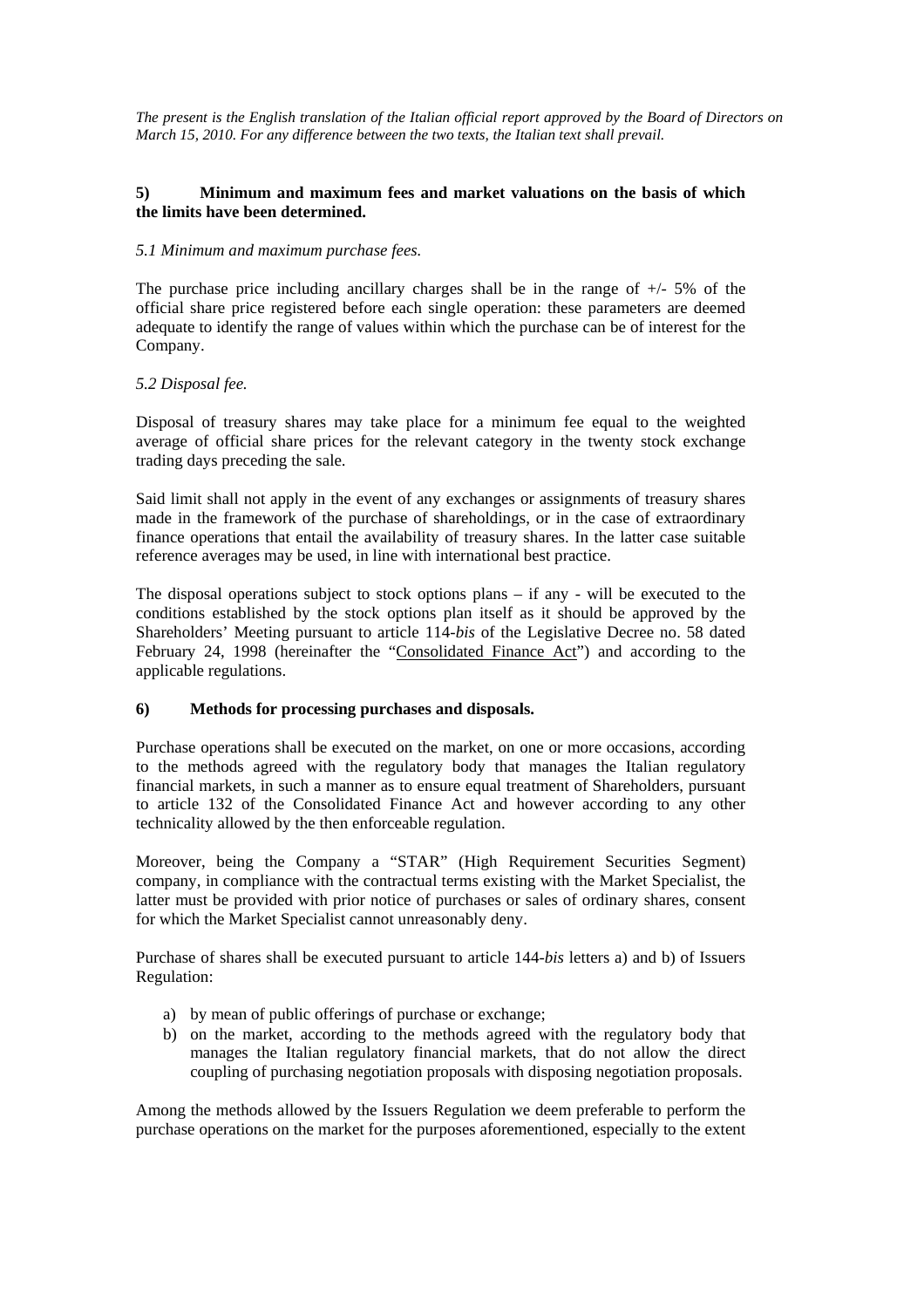*The present is the English translation of the Italian official report approved by the Board of Directors on March 15, 2010. For any difference between the two texts, the Italian text shall prevail.*

**5) Minimum and maximum fees and market valuations on the basis of which the limits have been determined.**

*5.1 Minimum and maximum purchase fees.*

The purchase price including ancillary charges shall be in the range of +/- 5% of the official share price registered before each single operation: these parameters are deemed adequate to identify the range of values within which the purchase can be of interest for the Company.

*5.2 Disposal fee.*

Disposal of treasury shares may take place for a minimum fee equal to the weighted average of official share prices for the relevant category in the twenty stock exchange trading days preceding the sale.

Said limit shall not apply in the event of any exchanges or assignments of treasury shares made in the framework of the purchase of shareholdings, or in the case of extraordinary finance operations that entail the availability of treasury shares. In the latter case suitable reference averages may be used, in line with international best practice.

The disposal operations subject to stock options plans – if any - will be executed to the conditions established by the stock options plan itself as it should be approved by the Shareholders' Meeting pursuant to article 114-*bis* of the Legislative Decree no. 58 dated February 24, 1998 (hereinafter the "Consolidated Finance Act") and according to the applicable regulations.

**6) Methods for processing purchases and disposals.**

Purchase operations shall be executed on the market, on one or more occasions, according to the methods agreed with the regulatory body that manages the Italian regulatory financial markets, in such a manner as to ensure equal treatment of Shareholders, pursuant to article 132 of the Consolidated Finance Act and however according to any other technicality allowed by the then enforceable regulation.

Moreover, being the Company a "STAR" (High Requirement Securities Segment) company, in compliance with the contractual terms existing with the Market Specialist, the latter must be provided with prior notice of purchases or sales of ordinary shares, consent for which the Market Specialist cannot unreasonably deny.

Purchase of shares shall be executed pursuant to article 144-*bis* letters a) and b) of Issuers Regulation:

a) by mean of public offerings of purchase or exchange;
b) on the market, according to the methods agreed with the regulatory body that manages the Italian regulatory financial markets, that do not allow the direct coupling of purchasing negotiation proposals with disposing negotiation proposals.

Among the methods allowed by the Issuers Regulation we deem preferable to perform the purchase operations on the market for the purposes aforementioned, especially to the extent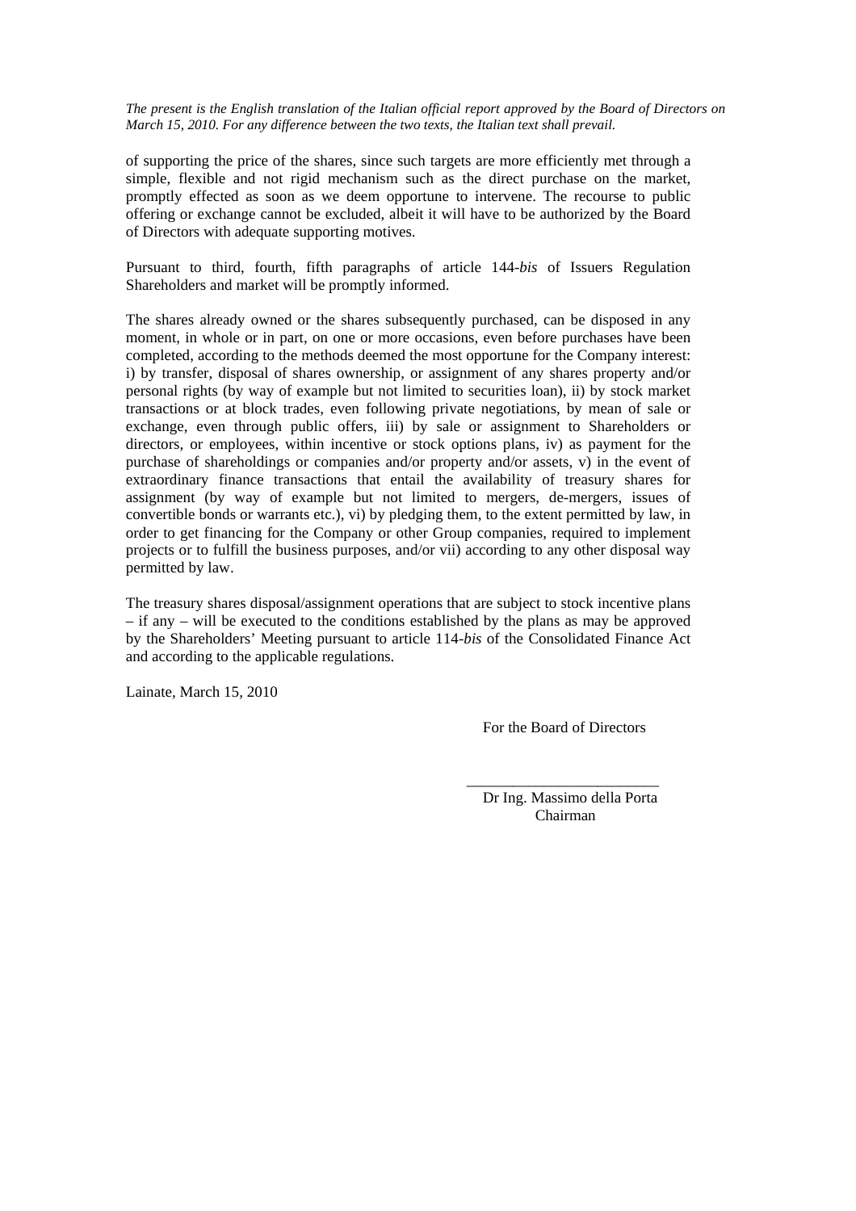*The present is the English translation of the Italian official report approved by the Board of Directors on March 15, 2010. For any difference between the two texts, the Italian text shall prevail.*

of supporting the price of the shares, since such targets are more efficiently met through a simple, flexible and not rigid mechanism such as the direct purchase on the market, promptly effected as soon as we deem opportune to intervene. The recourse to public offering or exchange cannot be excluded, albeit it will have to be authorized by the Board of Directors with adequate supporting motives.

Pursuant to third, fourth, fifth paragraphs of article 144-*bis* of Issuers Regulation Shareholders and market will be promptly informed.

The shares already owned or the shares subsequently purchased, can be disposed in any moment, in whole or in part, on one or more occasions, even before purchases have been completed, according to the methods deemed the most opportune for the Company interest: i) by transfer, disposal of shares ownership, or assignment of any shares property and/or personal rights (by way of example but not limited to securities loan), ii) by stock market transactions or at block trades, even following private negotiations, by mean of sale or exchange, even through public offers, iii) by sale or assignment to Shareholders or directors, or employees, within incentive or stock options plans, iv) as payment for the purchase of shareholdings or companies and/or property and/or assets, v) in the event of extraordinary finance transactions that entail the availability of treasury shares for assignment (by way of example but not limited to mergers, de-mergers, issues of convertible bonds or warrants etc.), vi) by pledging them, to the extent permitted by law, in order to get financing for the Company or other Group companies, required to implement projects or to fulfill the business purposes, and/or vii) according to any other disposal way permitted by law.

The treasury shares disposal/assignment operations that are subject to stock incentive plans – if any – will be executed to the conditions established by the plans as may be approved by the Shareholders' Meeting pursuant to article 114-*bis* of the Consolidated Finance Act and according to the applicable regulations.

Lainate, March 15, 2010

For the Board of Directors

\_\_\_\_\_\_\_\_\_\_\_\_\_\_\_\_\_\_\_\_\_\_\_\_\_

Dr Ing. Massimo della Porta
Chairman